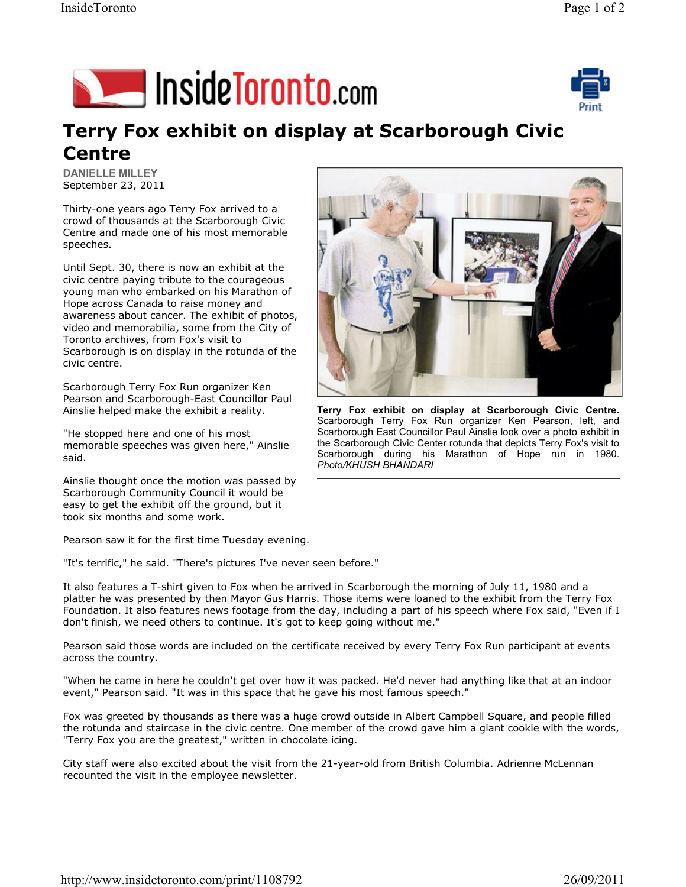# Terry Fox exhibit on display at Scarborough Civic Centre

**DANIELLE MILLEY**
September 23, 2011

Thirty-one years ago Terry Fox arrived to a crowd of thousands at the Scarborough Civic Centre and made one of his most memorable speeches.

Until Sept. 30, there is now an exhibit at the civic centre paying tribute to the courageous young man who embarked on his Marathon of Hope across Canada to raise money and awareness about cancer. The exhibit of photos, video and memorabilia, some from the City of Toronto archives, from Fox's visit to Scarborough is on display in the rotunda of the civic centre.

Scarborough Terry Fox Run organizer Ken Pearson and Scarborough-East Councillor Paul Ainslie helped make the exhibit a reality.

"He stopped here and one of his most memorable speeches was given here," Ainslie said.

Ainslie thought once the motion was passed by Scarborough Community Council it would be easy to get the exhibit off the ground, but it took six months and some work.

**Terry Fox exhibit on display at Scarborough Civic Centre.** Scarborough Terry Fox Run organizer Ken Pearson, left, and Scarborough East Councillor Paul Ainslie look over a photo exhibit in the Scarborough Civic Center rotunda that depicts Terry Fox's visit to Scarborough during his Marathon of Hope run in 1980. *Photo/KHUSH BHANDARI*

Pearson saw it for the first time Tuesday evening.

"It's terrific," he said. "There's pictures I've never seen before."

It also features a T-shirt given to Fox when he arrived in Scarborough the morning of July 11, 1980 and a platter he was presented by then Mayor Gus Harris. Those items were loaned to the exhibit from the Terry Fox Foundation. It also features news footage from the day, including a part of his speech where Fox said, "Even if I don't finish, we need others to continue. It's got to keep going without me."

Pearson said those words are included on the certificate received by every Terry Fox Run participant at events across the country.

"When he came in here he couldn't get over how it was packed. He'd never had anything like that at an indoor event," Pearson said. "It was in this space that he gave his most famous speech."

Fox was greeted by thousands as there was a huge crowd outside in Albert Campbell Square, and people filled the rotunda and staircase in the civic centre. One member of the crowd gave him a giant cookie with the words, "Terry Fox you are the greatest," written in chocolate icing.

City staff were also excited about the visit from the 21-year-old from British Columbia. Adrienne McLennan recounted the visit in the employee newsletter.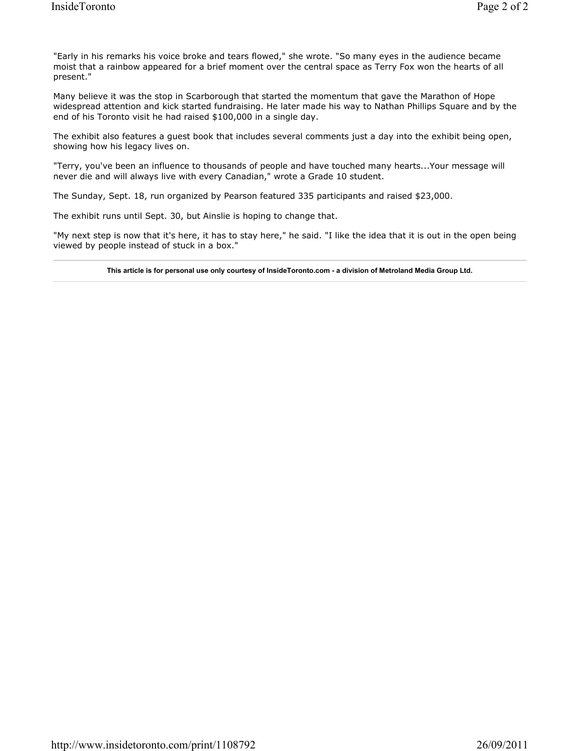"Early in his remarks his voice broke and tears flowed," she wrote. "So many eyes in the audience became moist that a rainbow appeared for a brief moment over the central space as Terry Fox won the hearts of all present."

Many believe it was the stop in Scarborough that started the momentum that gave the Marathon of Hope widespread attention and kick started fundraising. He later made his way to Nathan Phillips Square and by the end of his Toronto visit he had raised $100,000 in a single day.

The exhibit also features a guest book that includes several comments just a day into the exhibit being open, showing how his legacy lives on.

"Terry, you've been an influence to thousands of people and have touched many hearts...Your message will never die and will always live with every Canadian," wrote a Grade 10 student.

The Sunday, Sept. 18, run organized by Pearson featured 335 participants and raised $23,000.

The exhibit runs until Sept. 30, but Ainslie is hoping to change that.

"My next step is now that it's here, it has to stay here," he said. "I like the idea that it is out in the open being viewed by people instead of stuck in a box."

---

**This article is for personal use only courtesy of InsideToronto.com - a division of Metroland Media Group Ltd.**